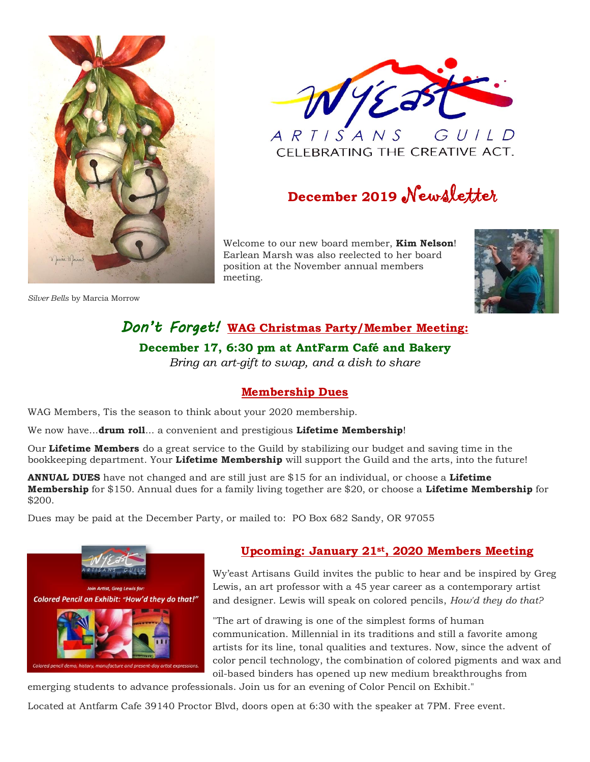*Silver Bells* by Marcia Morrow

# Wy'East ARTISANS GUILD

CELEBRATING THE CREATIVE ACT.

## December 2019 Newsletter

Welcome to our new board member, **Kim Nelson**! Earlean Marsh was also reelected to her board position at the November annual members meeting.

## *Don't Forget!* WAG Christmas Party/Member Meeting:

**December 17, 6:30 pm at AntFarm Café and Bakery**

*Bring an art-gift to swap, and a dish to share*

## Membership Dues

WAG Members, Tis the season to think about your 2020 membership.

We now have…**drum roll**… a convenient and prestigious **Lifetime Membership**!

Our **Lifetime Members** do a great service to the Guild by stabilizing our budget and saving time in the bookkeeping department. Your **Lifetime Membership** will support the Guild and the arts, into the future!

**ANNUAL DUES** have not changed and are still just are $15 for an individual, or choose a **Lifetime Membership** for $150. Annual dues for a family living together are $20, or choose a **Lifetime Membership** for $200.

Dues may be paid at the December Party, or mailed to: PO Box 682 Sandy, OR 97055

## Upcoming: January 21st, 2020 Members Meeting

Wy'east Artisans Guild invites the public to hear and be inspired by Greg Lewis, an art professor with a 45 year career as a contemporary artist and designer. Lewis will speak on colored pencils, *How'd they do that?*

"The art of drawing is one of the simplest forms of human communication. Millennial in its traditions and still a favorite among artists for its line, tonal qualities and textures. Now, since the advent of color pencil technology, the combination of colored pigments and wax and oil-based binders has opened up new medium breakthroughs from emerging students to advance professionals. Join us for an evening of Color Pencil on Exhibit."

Located at Antfarm Cafe 39140 Proctor Blvd, doors open at 6:30 with the speaker at 7PM. Free event.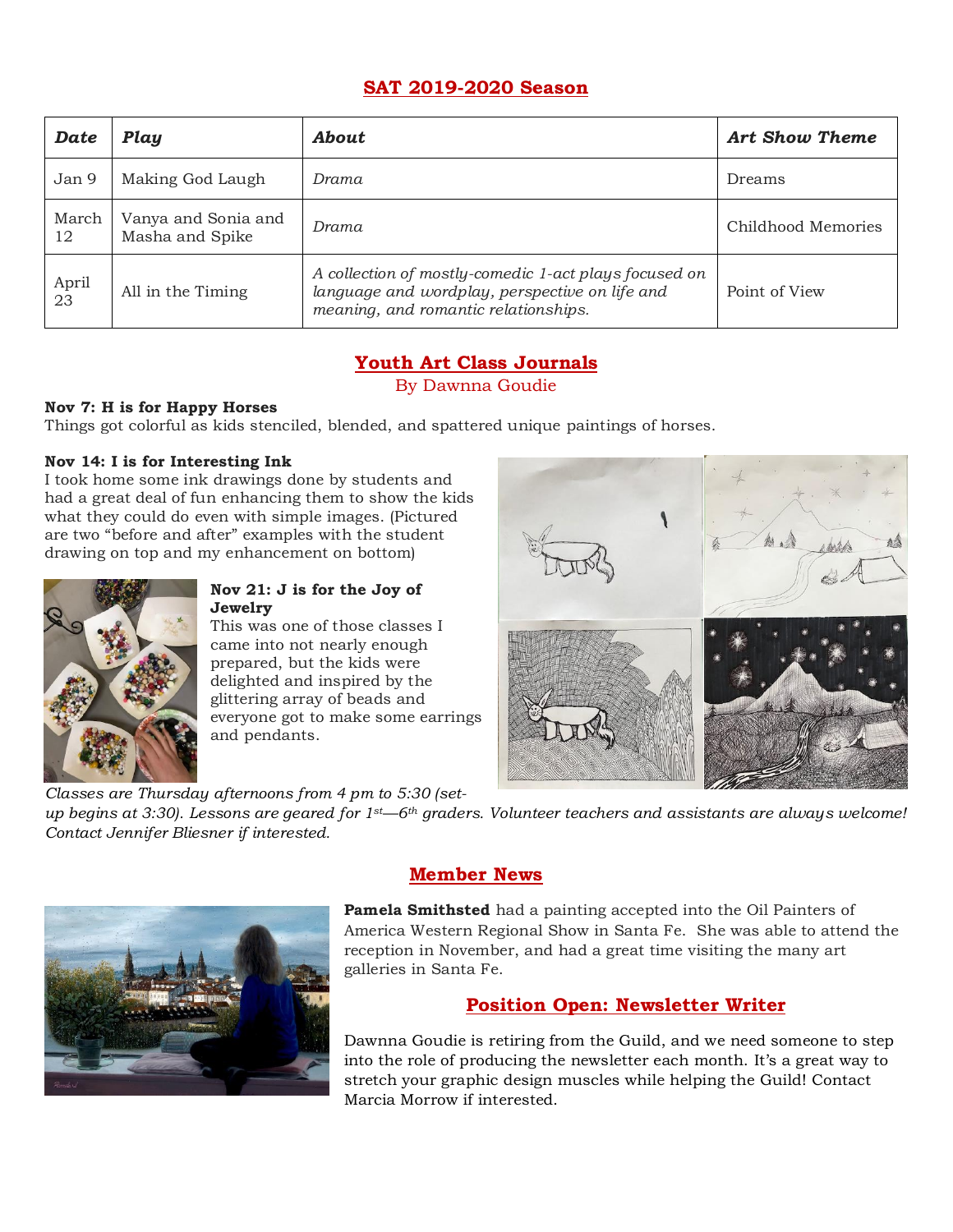## SAT 2019-2020 Season

| *Date* | *Play* | *About* | *Art Show Theme* |
| --- | --- | --- | --- |
| Jan 9 | Making God Laugh | *Drama* | Dreams |
| March 12 | Vanya and Sonia and Masha and Spike | *Drama* | Childhood Memories |
| April 23 | All in the Timing | *A collection of mostly-comedic 1-act plays focused on language and wordplay, perspective on life and meaning, and romantic relationships.* | Point of View |

## Youth Art Class Journals

By Dawnna Goudie

**Nov 7: H is for Happy Horses**
Things got colorful as kids stenciled, blended, and spattered unique paintings of horses.

**Nov 14: I is for Interesting Ink**
I took home some ink drawings done by students and had a great deal of fun enhancing them to show the kids what they could do even with simple images. (Pictured are two "before and after" examples with the student drawing on top and my enhancement on bottom)

**Nov 21: J is for the Joy of Jewelry**
This was one of those classes I came into not nearly enough prepared, but the kids were delighted and inspired by the glittering array of beads and everyone got to make some earrings and pendants.

*Classes are Thursday afternoons from 4 pm to 5:30 (set-up begins at 3:30). Lessons are geared for 1st—6th graders. Volunteer teachers and assistants are always welcome! Contact Jennifer Bliesner if interested.*

## Member News

**Pamela Smithsted** had a painting accepted into the Oil Painters of America Western Regional Show in Santa Fe. She was able to attend the reception in November, and had a great time visiting the many art galleries in Santa Fe.

## Position Open: Newsletter Writer

Dawnna Goudie is retiring from the Guild, and we need someone to step into the role of producing the newsletter each month. It's a great way to stretch your graphic design muscles while helping the Guild! Contact Marcia Morrow if interested.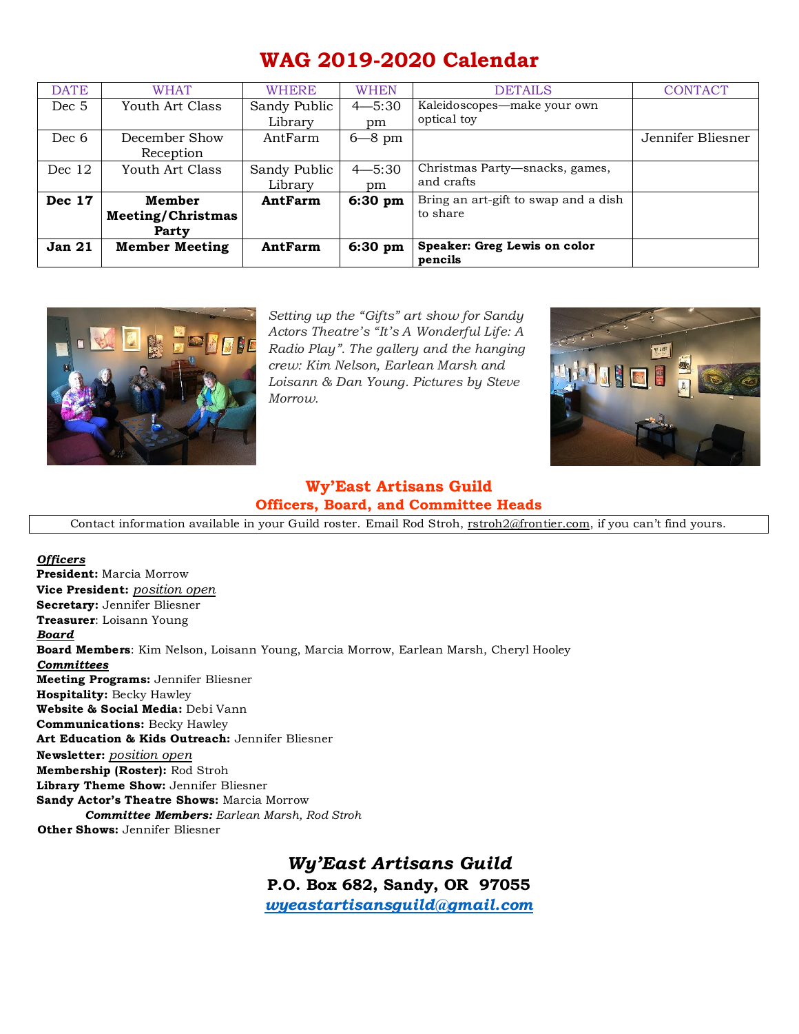# WAG 2019-2020 Calendar

| DATE | WHAT | WHERE | WHEN | DETAILS | CONTACT |
|---|---|---|---|---|---|
| Dec 5 | Youth Art Class | Sandy Public Library | 4—5:30 pm | Kaleidoscopes—make your own optical toy | |
| Dec 6 | December Show Reception | AntFarm | 6—8 pm | | Jennifer Bliesner |
| Dec 12 | Youth Art Class | Sandy Public Library | 4—5:30 pm | Christmas Party—snacks, games, and crafts | |
| **Dec 17** | **Member Meeting/Christmas Party** | **AntFarm** | **6:30 pm** | Bring an art-gift to swap and a dish to share | |
| **Jan 21** | **Member Meeting** | **AntFarm** | **6:30 pm** | **Speaker: Greg Lewis on color pencils** | |

*Setting up the "Gifts" art show for Sandy Actors Theatre's "It's A Wonderful Life: A Radio Play". The gallery and the hanging crew: Kim Nelson, Earlean Marsh and Loisann & Dan Young. Pictures by Steve Morrow.*

## Wy'East Artisans Guild
## Officers, Board, and Committee Heads

Contact information available in your Guild roster. Email Rod Stroh, rstroh2@frontier.com, if you can't find yours.

***Officers***
**President:** Marcia Morrow
**Vice President:** *position open*
**Secretary:** Jennifer Bliesner
**Treasurer**: Loisann Young
***Board***
**Board Members**: Kim Nelson, Loisann Young, Marcia Morrow, Earlean Marsh, Cheryl Hooley
***Committees***
**Meeting Programs:** Jennifer Bliesner
**Hospitality:** Becky Hawley
**Website & Social Media:** Debi Vann
**Communications:** Becky Hawley
**Art Education & Kids Outreach:** Jennifer Bliesner
**Newsletter:** *position open*
**Membership (Roster):** Rod Stroh
**Library Theme Show:** Jennifer Bliesner
**Sandy Actor's Theatre Shows:** Marcia Morrow
  ***Committee Members:*** *Earlean Marsh, Rod Stroh*
**Other Shows:** Jennifer Bliesner

***Wy'East Artisans Guild***
**P.O. Box 682, Sandy, OR 97055**
***wyeastartisansguild@gmail.com***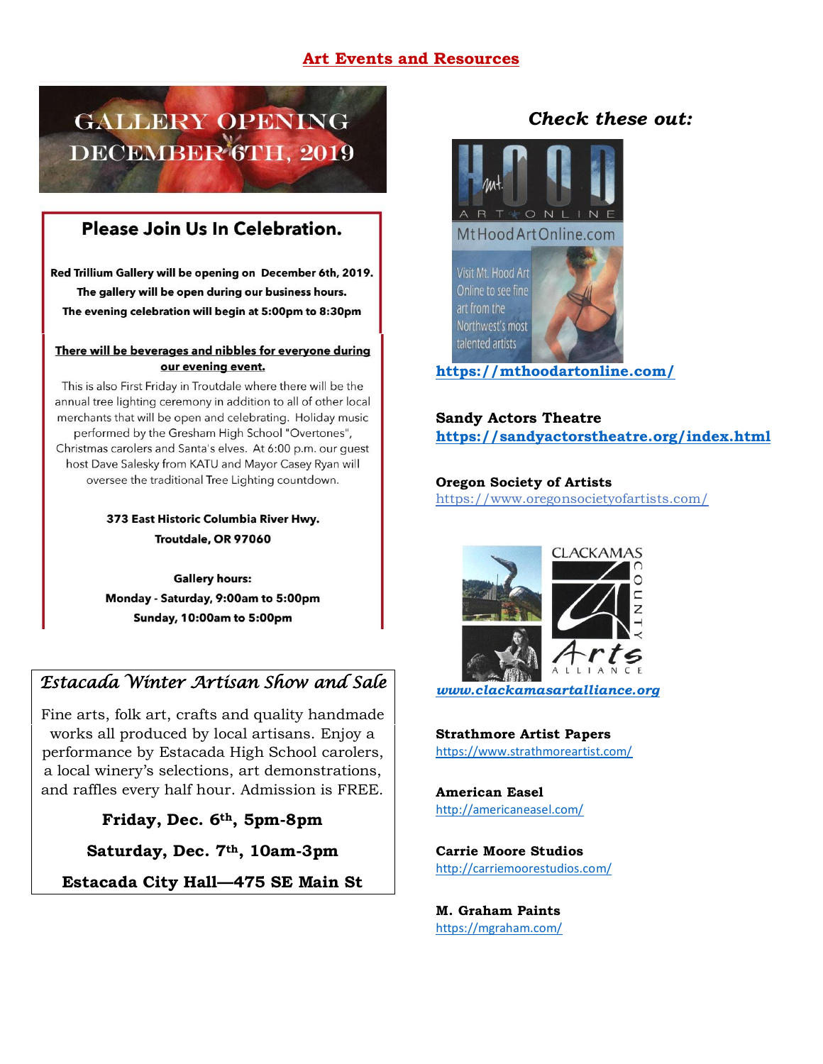## Art Events and Resources

# GALLERY OPENING DECEMBER 6TH, 2019

### Please Join Us In Celebration.

**Red Trillium Gallery will be opening on December 6th, 2019.**
**The gallery will be open during our business hours.**
**The evening celebration will begin at 5:00pm to 8:30pm**

**There will be beverages and nibbles for everyone during our evening event.**

This is also First Friday in Troutdale where there will be the annual tree lighting ceremony in addition to all of other local merchants that will be open and celebrating. Holiday music performed by the Gresham High School "Overtones", Christmas carolers and Santa's elves. At 6:00 p.m. our guest host Dave Salesky from KATU and Mayor Casey Ryan will oversee the traditional Tree Lighting countdown.

**373 East Historic Columbia River Hwy.**
**Troutdale, OR 97060**

**Gallery hours:**
**Monday - Saturday, 9:00am to 5:00pm**
**Sunday, 10:00am to 5:00pm**

### *Estacada Winter Artisan Show and Sale*

Fine arts, folk art, crafts and quality handmade works all produced by local artisans. Enjoy a performance by Estacada High School carolers, a local winery's selections, art demonstrations, and raffles every half hour. Admission is FREE.

**Friday, Dec. 6th, 5pm-8pm**

**Saturday, Dec. 7th, 10am-3pm**

**Estacada City Hall—475 SE Main St**

### *Check these out:*

Mt. Hood Art Online
MtHoodArtOnline.com
Visit Mt. Hood Art Online to see fine art from the Northwest's most talented artists

**https://mthoodartonline.com/**

**Sandy Actors Theatre**
**https://sandyactorstheatre.org/index.html**

**Oregon Society of Artists**
https://www.oregonsocietyofartists.com/

Clackamas County Arts Alliance
***www.clackamasartalliance.org***

**Strathmore Artist Papers**
https://www.strathmoreartist.com/

**American Easel**
http://americaneasel.com/

**Carrie Moore Studios**
http://carriemoorestudios.com/

**M. Graham Paints**
https://mgraham.com/